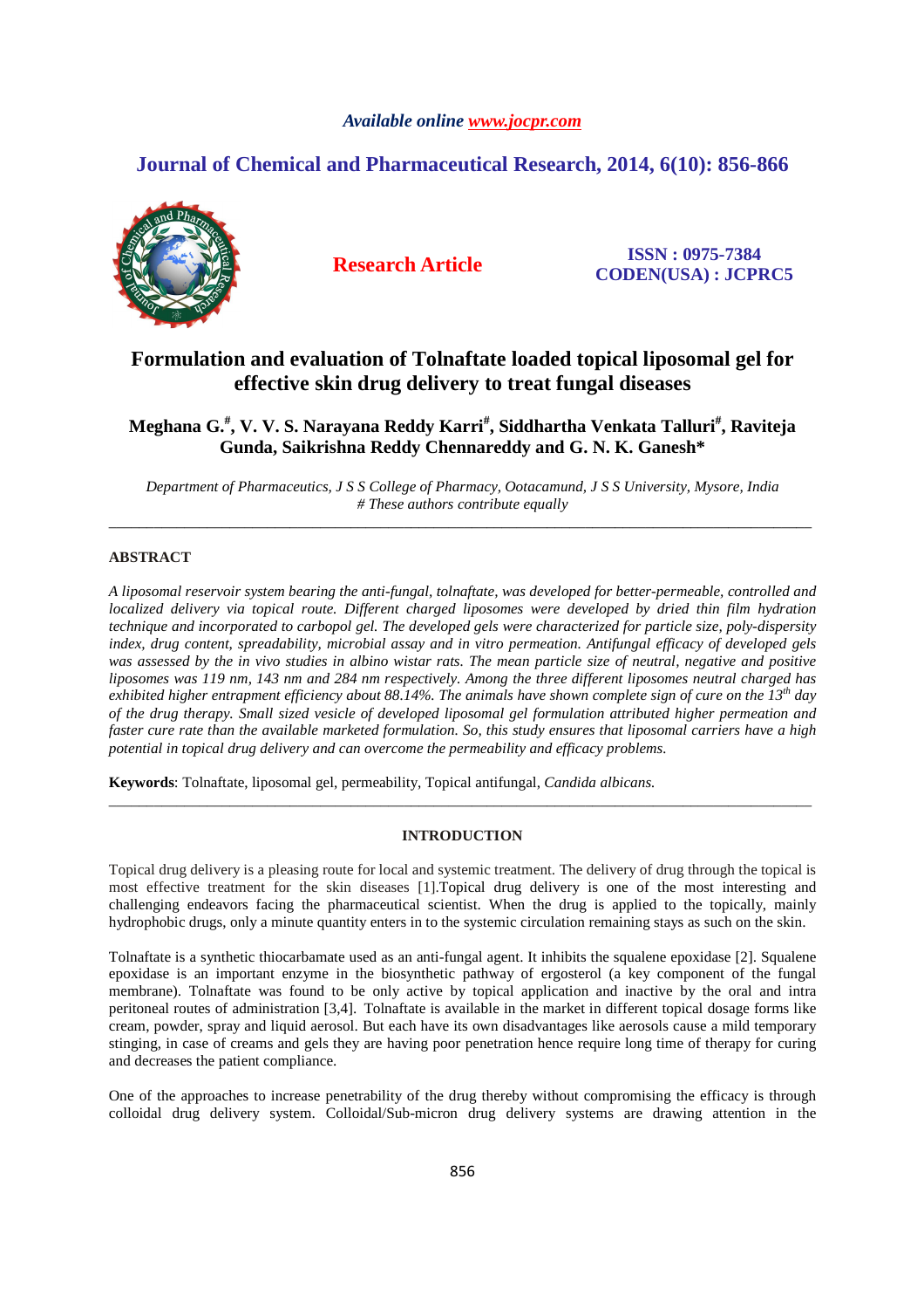*Available online www.jocpr.com*

## Journal of Chemical and Pharmaceutical Research, 2014, 6(10): 856-866

**Research Article**

**ISSN : 0975-7384**
**CODEN(USA) : JCPRC5**

# Formulation and evaluation of Tolnaftate loaded topical liposomal gel for effective skin drug delivery to treat fungal diseases

**Meghana G.[#], V. V. S. Narayana Reddy Karri[#], Siddhartha Venkata Talluri[#], Raviteja Gunda, Saikrishna Reddy Chennareddy and G. N. K. Ganesh***

*Department of Pharmaceutics, J S S College of Pharmacy, Ootacamund, J S S University, Mysore, India*
*# These authors contribute equally*

---

## ABSTRACT

*A liposomal reservoir system bearing the anti-fungal, tolnaftate, was developed for better-permeable, controlled and localized delivery via topical route. Different charged liposomes were developed by dried thin film hydration technique and incorporated to carbopol gel. The developed gels were characterized for particle size, poly-dispersity index, drug content, spreadability, microbial assay and in vitro permeation. Antifungal efficacy of developed gels was assessed by the in vivo studies in albino wistar rats. The mean particle size of neutral, negative and positive liposomes was 119 nm, 143 nm and 284 nm respectively. Among the three different liposomes neutral charged has exhibited higher entrapment efficiency about 88.14%. The animals have shown complete sign of cure on the 13[th] day of the drug therapy. Small sized vesicle of developed liposomal gel formulation attributed higher permeation and faster cure rate than the available marketed formulation. So, this study ensures that liposomal carriers have a high potential in topical drug delivery and can overcome the permeability and efficacy problems.*

**Keywords**: Tolnaftate, liposomal gel, permeability, Topical antifungal, *Candida albicans.*

---

## INTRODUCTION

Topical drug delivery is a pleasing route for local and systemic treatment. The delivery of drug through the topical is most effective treatment for the skin diseases [1].Topical drug delivery is one of the most interesting and challenging endeavors facing the pharmaceutical scientist. When the drug is applied to the topically, mainly hydrophobic drugs, only a minute quantity enters in to the systemic circulation remaining stays as such on the skin.

Tolnaftate is a synthetic thiocarbamate used as an anti-fungal agent. It inhibits the squalene epoxidase [2]. Squalene epoxidase is an important enzyme in the biosynthetic pathway of ergosterol (a key component of the fungal membrane). Tolnaftate was found to be only active by topical application and inactive by the oral and intra peritoneal routes of administration [3,4]. Tolnaftate is available in the market in different topical dosage forms like cream, powder, spray and liquid aerosol. But each have its own disadvantages like aerosols cause a mild temporary stinging, in case of creams and gels they are having poor penetration hence require long time of therapy for curing and decreases the patient compliance.

One of the approaches to increase penetrability of the drug thereby without compromising the efficacy is through colloidal drug delivery system. Colloidal/Sub-micron drug delivery systems are drawing attention in the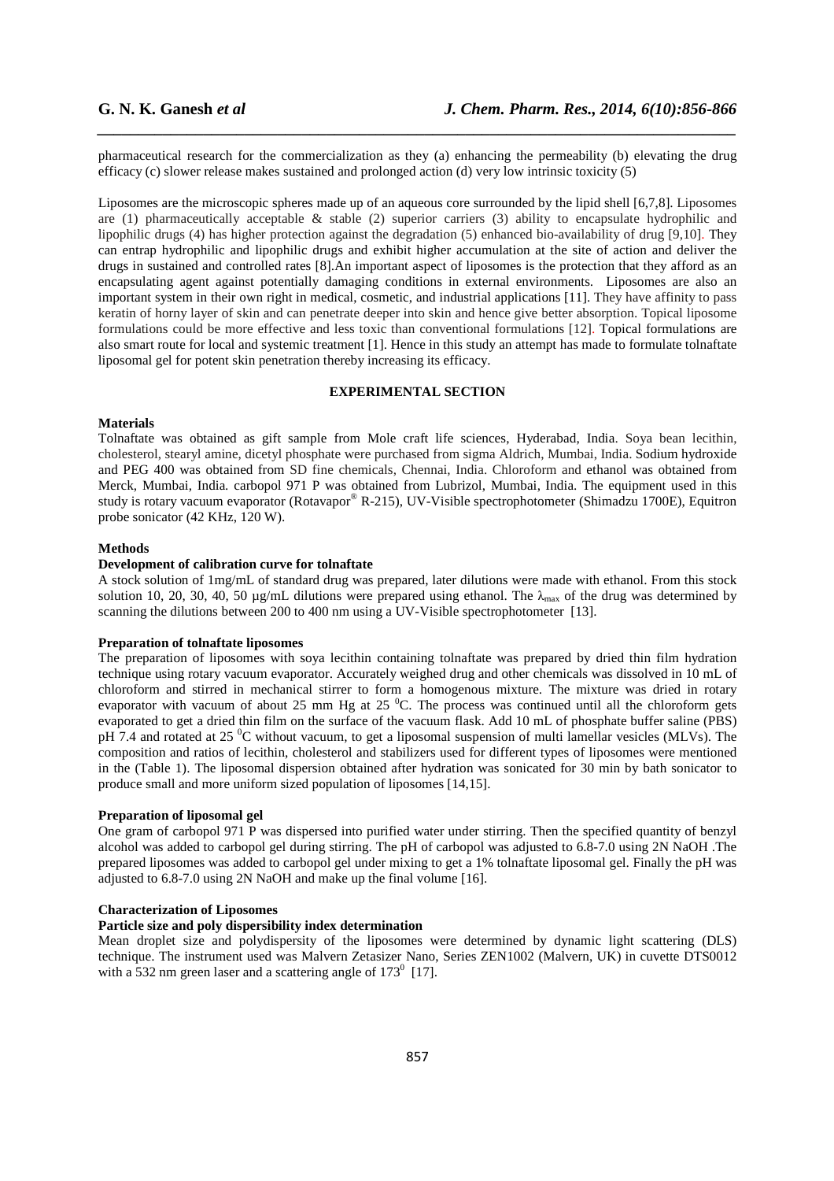pharmaceutical research for the commercialization as they (a) enhancing the permeability (b) elevating the drug efficacy (c) slower release makes sustained and prolonged action (d) very low intrinsic toxicity (5)

Liposomes are the microscopic spheres made up of an aqueous core surrounded by the lipid shell [6,7,8]. Liposomes are (1) pharmaceutically acceptable & stable (2) superior carriers (3) ability to encapsulate hydrophilic and lipophilic drugs (4) has higher protection against the degradation (5) enhanced bio-availability of drug [9,10]. They can entrap hydrophilic and lipophilic drugs and exhibit higher accumulation at the site of action and deliver the drugs in sustained and controlled rates [8].An important aspect of liposomes is the protection that they afford as an encapsulating agent against potentially damaging conditions in external environments. Liposomes are also an important system in their own right in medical, cosmetic, and industrial applications [11]. They have affinity to pass keratin of horny layer of skin and can penetrate deeper into skin and hence give better absorption. Topical liposome formulations could be more effective and less toxic than conventional formulations [12]. Topical formulations are also smart route for local and systemic treatment [1]. Hence in this study an attempt has made to formulate tolnaftate liposomal gel for potent skin penetration thereby increasing its efficacy.

## EXPERIMENTAL SECTION

### Materials

Tolnaftate was obtained as gift sample from Mole craft life sciences, Hyderabad, India. Soya bean lecithin, cholesterol, stearyl amine, dicetyl phosphate were purchased from sigma Aldrich, Mumbai, India. Sodium hydroxide and PEG 400 was obtained from SD fine chemicals, Chennai, India. Chloroform and ethanol was obtained from Merck, Mumbai, India. carbopol 971 P was obtained from Lubrizol, Mumbai, India. The equipment used in this study is rotary vacuum evaporator (Rotavapor® R-215), UV-Visible spectrophotometer (Shimadzu 1700E), Equitron probe sonicator (42 KHz, 120 W).

### Methods

**Development of calibration curve for tolnaftate**

A stock solution of 1mg/mL of standard drug was prepared, later dilutions were made with ethanol. From this stock solution 10, 20, 30, 40, 50 µg/mL dilutions were prepared using ethanol. The $\lambda_{max}$ of the drug was determined by scanning the dilutions between 200 to 400 nm using a UV-Visible spectrophotometer [13].

**Preparation of tolnaftate liposomes**

The preparation of liposomes with soya lecithin containing tolnaftate was prepared by dried thin film hydration technique using rotary vacuum evaporator. Accurately weighed drug and other chemicals was dissolved in 10 mL of chloroform and stirred in mechanical stirrer to form a homogenous mixture. The mixture was dried in rotary evaporator with vacuum of about 25 mm Hg at 25 $^0$C. The process was continued until all the chloroform gets evaporated to get a dried thin film on the surface of the vacuum flask. Add 10 mL of phosphate buffer saline (PBS) pH 7.4 and rotated at 25 $^0$C without vacuum, to get a liposomal suspension of multi lamellar vesicles (MLVs). The composition and ratios of lecithin, cholesterol and stabilizers used for different types of liposomes were mentioned in the (Table 1). The liposomal dispersion obtained after hydration was sonicated for 30 min by bath sonicator to produce small and more uniform sized population of liposomes [14,15].

**Preparation of liposomal gel**

One gram of carbopol 971 P was dispersed into purified water under stirring. Then the specified quantity of benzyl alcohol was added to carbopol gel during stirring. The pH of carbopol was adjusted to 6.8-7.0 using 2N NaOH .The prepared liposomes was added to carbopol gel under mixing to get a 1% tolnaftate liposomal gel. Finally the pH was adjusted to 6.8-7.0 using 2N NaOH and make up the final volume [16].

### Characterization of Liposomes

**Particle size and poly dispersibility index determination**

Mean droplet size and polydispersity of the liposomes were determined by dynamic light scattering (DLS) technique. The instrument used was Malvern Zetasizer Nano, Series ZEN1002 (Malvern, UK) in cuvette DTS0012 with a 532 nm green laser and a scattering angle of 173$^0$ [17].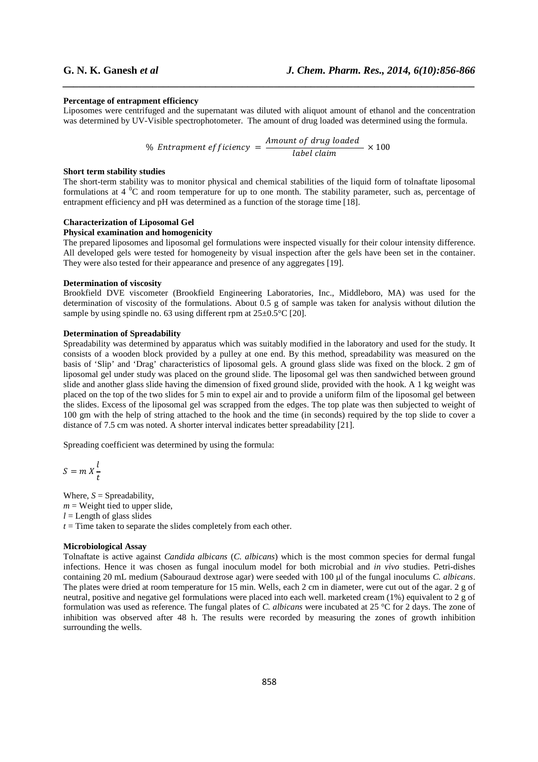**Percentage of entrapment efficiency**

Liposomes were centrifuged and the supernatant was diluted with aliquot amount of ethanol and the concentration was determined by UV-Visible spectrophotometer. The amount of drug loaded was determined using the formula.

$$\%\ Entrapment\ efficiency = \frac{Amount\ of\ drug\ loaded}{label\ claim} \times 100$$

**Short term stability studies**

The short-term stability was to monitor physical and chemical stabilities of the liquid form of tolnaftate liposomal formulations at 4 $^{0}$C and room temperature for up to one month. The stability parameter, such as, percentage of entrapment efficiency and pH was determined as a function of the storage time [18].

**Characterization of Liposomal Gel**

**Physical examination and homogenicity**

The prepared liposomes and liposomal gel formulations were inspected visually for their colour intensity difference. All developed gels were tested for homogeneity by visual inspection after the gels have been set in the container. They were also tested for their appearance and presence of any aggregates [19].

**Determination of viscosity**

Brookfield DVE viscometer (Brookfield Engineering Laboratories, Inc., Middleboro, MA) was used for the determination of viscosity of the formulations. About 0.5 g of sample was taken for analysis without dilution the sample by using spindle no. 63 using different rpm at 25±0.5°C [20].

**Determination of Spreadability**

Spreadability was determined by apparatus which was suitably modified in the laboratory and used for the study. It consists of a wooden block provided by a pulley at one end. By this method, spreadability was measured on the basis of 'Slip' and 'Drag' characteristics of liposomal gels. A ground glass slide was fixed on the block. 2 gm of liposomal gel under study was placed on the ground slide. The liposomal gel was then sandwiched between ground slide and another glass slide having the dimension of fixed ground slide, provided with the hook. A 1 kg weight was placed on the top of the two slides for 5 min to expel air and to provide a uniform film of the liposomal gel between the slides. Excess of the liposomal gel was scrapped from the edges. The top plate was then subjected to weight of 100 gm with the help of string attached to the hook and the time (in seconds) required by the top slide to cover a distance of 7.5 cm was noted. A shorter interval indicates better spreadability [21].

Spreading coefficient was determined by using the formula:

$$S = m\ X \frac{l}{t}$$

Where, $S$ = Spreadability,
$m$ = Weight tied to upper slide,
$l$ = Length of glass slides
$t$ = Time taken to separate the slides completely from each other.

**Microbiological Assay**

Tolnaftate is active against *Candida albicans* (*C. albicans*) which is the most common species for dermal fungal infections. Hence it was chosen as fungal inoculum model for both microbial and *in vivo* studies. Petri-dishes containing 20 mL medium (Sabouraud dextrose agar) were seeded with 100 µl of the fungal inoculums *C. albicans*. The plates were dried at room temperature for 15 min. Wells, each 2 cm in diameter, were cut out of the agar. 2 g of neutral, positive and negative gel formulations were placed into each well. marketed cream (1%) equivalent to 2 g of formulation was used as reference. The fungal plates of *C. albicans* were incubated at 25 °C for 2 days. The zone of inhibition was observed after 48 h. The results were recorded by measuring the zones of growth inhibition surrounding the wells.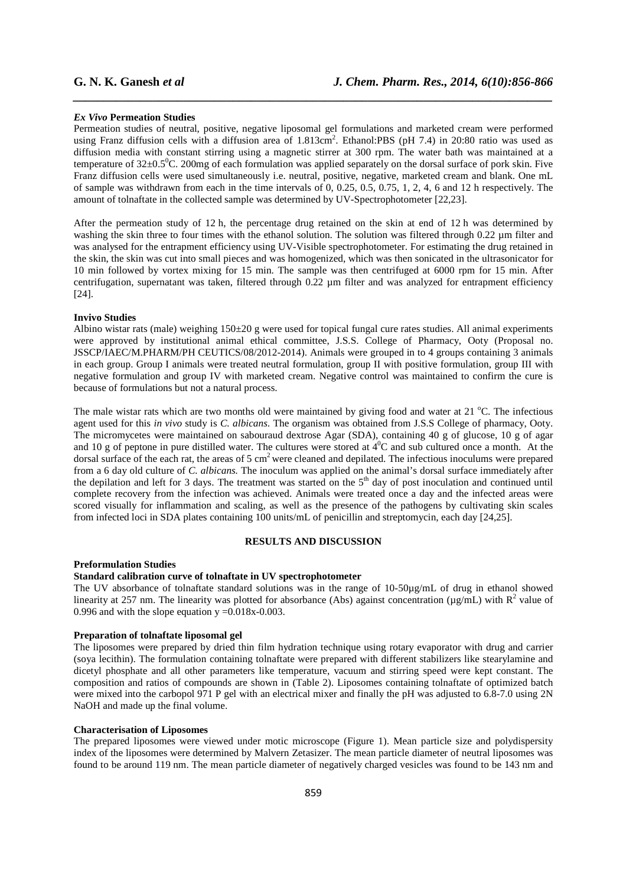### *Ex Vivo* Permeation Studies

Permeation studies of neutral, positive, negative liposomal gel formulations and marketed cream were performed using Franz diffusion cells with a diffusion area of $1.813 cm^2$. Ethanol:PBS (pH 7.4) in 20:80 ratio was used as diffusion media with constant stirring using a magnetic stirrer at 300 rpm. The water bath was maintained at a temperature of $32\pm0.5^0$C. 200mg of each formulation was applied separately on the dorsal surface of pork skin. Five Franz diffusion cells were used simultaneously i.e. neutral, positive, negative, marketed cream and blank. One mL of sample was withdrawn from each in the time intervals of 0, 0.25, 0.5, 0.75, 1, 2, 4, 6 and 12 h respectively. The amount of tolnaftate in the collected sample was determined by UV-Spectrophotometer [22,23].

After the permeation study of 12 h, the percentage drug retained on the skin at end of 12 h was determined by washing the skin three to four times with the ethanol solution. The solution was filtered through 0.22 µm filter and was analysed for the entrapment efficiency using UV-Visible spectrophotometer. For estimating the drug retained in the skin, the skin was cut into small pieces and was homogenized, which was then sonicated in the ultrasonicator for 10 min followed by vortex mixing for 15 min. The sample was then centrifuged at 6000 rpm for 15 min. After centrifugation, supernatant was taken, filtered through 0.22 µm filter and was analyzed for entrapment efficiency [24].

### Invivo Studies

Albino wistar rats (male) weighing 150±20 g were used for topical fungal cure rates studies. All animal experiments were approved by institutional animal ethical committee, J.S.S. College of Pharmacy, Ooty (Proposal no. JSSCP/IAEC/M.PHARM/PH CEUTICS/08/2012-2014). Animals were grouped in to 4 groups containing 3 animals in each group. Group I animals were treated neutral formulation, group II with positive formulation, group III with negative formulation and group IV with marketed cream. Negative control was maintained to confirm the cure is because of formulations but not a natural process.

The male wistar rats which are two months old were maintained by giving food and water at 21 °C. The infectious agent used for this *in vivo* study is *C. albicans.* The organism was obtained from J.S.S College of pharmacy, Ooty. The micromycetes were maintained on sabouraud dextrose Agar (SDA), containing 40 g of glucose, 10 g of agar and 10 g of peptone in pure distilled water. The cultures were stored at $4^0$C and sub cultured once a month. At the dorsal surface of the each rat, the areas of 5 $cm^2$ were cleaned and depilated. The infectious inoculums were prepared from a 6 day old culture of *C. albicans.* The inoculum was applied on the animal's dorsal surface immediately after the depilation and left for 3 days. The treatment was started on the 5th day of post inoculation and continued until complete recovery from the infection was achieved. Animals were treated once a day and the infected areas were scored visually for inflammation and scaling, as well as the presence of the pathogens by cultivating skin scales from infected loci in SDA plates containing 100 units/mL of penicillin and streptomycin, each day [24,25].

## RESULTS AND DISCUSSION

### Preformulation Studies

#### Standard calibration curve of tolnaftate in UV spectrophotometer

The UV absorbance of tolnaftate standard solutions was in the range of 10-50µg/mL of drug in ethanol showed linearity at 257 nm. The linearity was plotted for absorbance (Abs) against concentration (µg/mL) with $R^2$ value of 0.996 and with the slope equation $y = 0.018x - 0.003$.

#### Preparation of tolnaftate liposomal gel

The liposomes were prepared by dried thin film hydration technique using rotary evaporator with drug and carrier (soya lecithin). The formulation containing tolnaftate were prepared with different stabilizers like stearylamine and dicetyl phosphate and all other parameters like temperature, vacuum and stirring speed were kept constant. The composition and ratios of compounds are shown in (Table 2). Liposomes containing tolnaftate of optimized batch were mixed into the carbopol 971 P gel with an electrical mixer and finally the pH was adjusted to 6.8-7.0 using 2N NaOH and made up the final volume.

### Characterisation of Liposomes

The prepared liposomes were viewed under motic microscope (Figure 1). Mean particle size and polydispersity index of the liposomes were determined by Malvern Zetasizer. The mean particle diameter of neutral liposomes was found to be around 119 nm. The mean particle diameter of negatively charged vesicles was found to be 143 nm and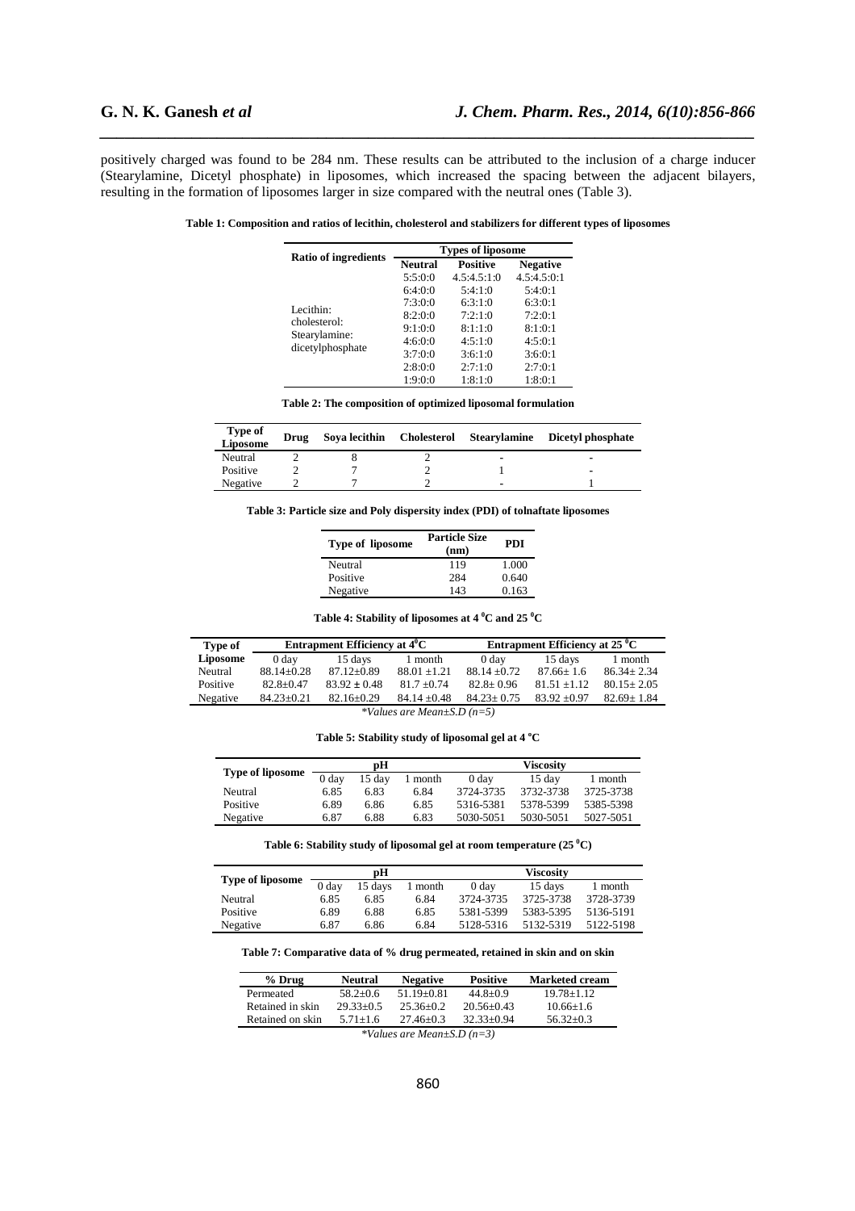positively charged was found to be 284 nm. These results can be attributed to the inclusion of a charge inducer (Stearylamine, Dicetyl phosphate) in liposomes, which increased the spacing between the adjacent bilayers, resulting in the formation of liposomes larger in size compared with the neutral ones (Table 3).

**Table 1: Composition and ratios of lecithin, cholesterol and stabilizers for different types of liposomes**

| Ratio of ingredients | Types of liposome | | |
|---|---|---|---|
| | Neutral | Positive | Negative |
| Lecithin: cholesterol: Stearylamine: dicetylphosphate | 5:5:0:0 | 4.5:4.5:1:0 | 4.5:4.5:0:1 |
| | 6:4:0:0 | 5:4:1:0 | 5:4:0:1 |
| | 7:3:0:0 | 6:3:1:0 | 6:3:0:1 |
| | 8:2:0:0 | 7:2:1:0 | 7:2:0:1 |
| | 9:1:0:0 | 8:1:1:0 | 8:1:0:1 |
| | 4:6:0:0 | 4:5:1:0 | 4:5:0:1 |
| | 3:7:0:0 | 3:6:1:0 | 3:6:0:1 |
| | 2:8:0:0 | 2:7:1:0 | 2:7:0:1 |
| | 1:9:0:0 | 1:8:1:0 | 1:8:0:1 |

**Table 2: The composition of optimized liposomal formulation**

| Type of Liposome | Drug | Soya lecithin | Cholesterol | Stearylamine | Dicetyl phosphate |
|---|---|---|---|---|---|
| Neutral | 2 | 8 | 2 | - | - |
| Positive | 2 | 7 | 2 | 1 | - |
| Negative | 2 | 7 | 2 | - | 1 |

**Table 3: Particle size and Poly dispersity index (PDI) of tolnaftate liposomes**

| Type of liposome | Particle Size (nm) | PDI |
|---|---|---|
| Neutral | 119 | 1.000 |
| Positive | 284 | 0.640 |
| Negative | 143 | 0.163 |

**Table 4: Stability of liposomes at 4 $^0$C and 25 $^0$C**

| Type of Liposome | Entrapment Efficiency at 4$^0$C | | | Entrapment Efficiency at 25 $^0$C | | |
|---|---|---|---|---|---|---|
| | 0 day | 15 days | 1 month | 0 day | 15 days | 1 month |
| Neutral | 88.14±0.28 | 87.12±0.89 | 88.01 ±1.21 | 88.14 ±0.72 | 87.66± 1.6 | 86.34± 2.34 |
| Positive | 82.8±0.47 | 83.92 ± 0.48 | 81.7 ±0.74 | 82.8± 0.96 | 81.51 ±1.12 | 80.15± 2.05 |
| Negative | 84.23±0.21 | 82.16±0.29 | 84.14 ±0.48 | 84.23± 0.75 | 83.92 ±0.97 | 82.69± 1.84 |

*\*Values are Mean±S.D (n=5)*

**Table 5: Stability study of liposomal gel at 4 °C**

| Type of liposome | pH | | | Viscosity | | |
|---|---|---|---|---|---|---|
| | 0 day | 15 day | 1 month | 0 day | 15 day | 1 month |
| Neutral | 6.85 | 6.83 | 6.84 | 3724-3735 | 3732-3738 | 3725-3738 |
| Positive | 6.89 | 6.86 | 6.85 | 5316-5381 | 5378-5399 | 5385-5398 |
| Negative | 6.87 | 6.88 | 6.83 | 5030-5051 | 5030-5051 | 5027-5051 |

**Table 6: Stability study of liposomal gel at room temperature (25 $^0$C)**

| Type of liposome | pH | | | Viscosity | | |
|---|---|---|---|---|---|---|
| | 0 day | 15 days | 1 month | 0 day | 15 days | 1 month |
| Neutral | 6.85 | 6.85 | 6.84 | 3724-3735 | 3725-3738 | 3728-3739 |
| Positive | 6.89 | 6.88 | 6.85 | 5381-5399 | 5383-5395 | 5136-5191 |
| Negative | 6.87 | 6.86 | 6.84 | 5128-5316 | 5132-5319 | 5122-5198 |

**Table 7: Comparative data of % drug permeated, retained in skin and on skin**

| % Drug | Neutral | Negative | Positive | Marketed cream |
|---|---|---|---|---|
| Permeated | 58.2±0.6 | 51.19±0.81 | 44.8±0.9 | 19.78±1.12 |
| Retained in skin | 29.33±0.5 | 25.36±0.2 | 20.56±0.43 | 10.66±1.6 |
| Retained on skin | 5.71±1.6 | 27.46±0.3 | 32.33±0.94 | 56.32±0.3 |

*\*Values are Mean±S.D (n=3)*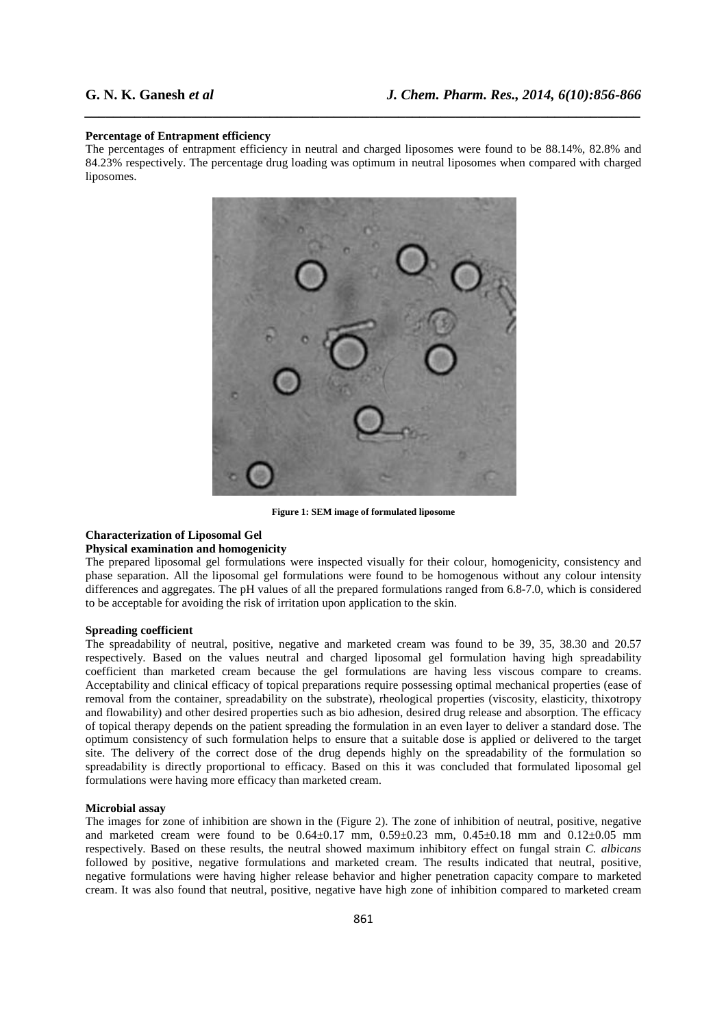**Percentage of Entrapment efficiency**

The percentages of entrapment efficiency in neutral and charged liposomes were found to be 88.14%, 82.8% and 84.23% respectively. The percentage drug loading was optimum in neutral liposomes when compared with charged liposomes.

**Figure 1: SEM image of formulated liposome**

**Characterization of Liposomal Gel**

**Physical examination and homogenicity**

The prepared liposomal gel formulations were inspected visually for their colour, homogenicity, consistency and phase separation. All the liposomal gel formulations were found to be homogenous without any colour intensity differences and aggregates. The pH values of all the prepared formulations ranged from 6.8-7.0, which is considered to be acceptable for avoiding the risk of irritation upon application to the skin.

**Spreading coefficient**

The spreadability of neutral, positive, negative and marketed cream was found to be 39, 35, 38.30 and 20.57 respectively. Based on the values neutral and charged liposomal gel formulation having high spreadability coefficient than marketed cream because the gel formulations are having less viscous compare to creams. Acceptability and clinical efficacy of topical preparations require possessing optimal mechanical properties (ease of removal from the container, spreadability on the substrate), rheological properties (viscosity, elasticity, thixotropy and flowability) and other desired properties such as bio adhesion, desired drug release and absorption. The efficacy of topical therapy depends on the patient spreading the formulation in an even layer to deliver a standard dose. The optimum consistency of such formulation helps to ensure that a suitable dose is applied or delivered to the target site. The delivery of the correct dose of the drug depends highly on the spreadability of the formulation so spreadability is directly proportional to efficacy. Based on this it was concluded that formulated liposomal gel formulations were having more efficacy than marketed cream.

**Microbial assay**

The images for zone of inhibition are shown in the (Figure 2). The zone of inhibition of neutral, positive, negative and marketed cream were found to be 0.64±0.17 mm, 0.59±0.23 mm, 0.45±0.18 mm and 0.12±0.05 mm respectively. Based on these results, the neutral showed maximum inhibitory effect on fungal strain *C. albicans* followed by positive, negative formulations and marketed cream. The results indicated that neutral, positive, negative formulations were having higher release behavior and higher penetration capacity compare to marketed cream. It was also found that neutral, positive, negative have high zone of inhibition compared to marketed cream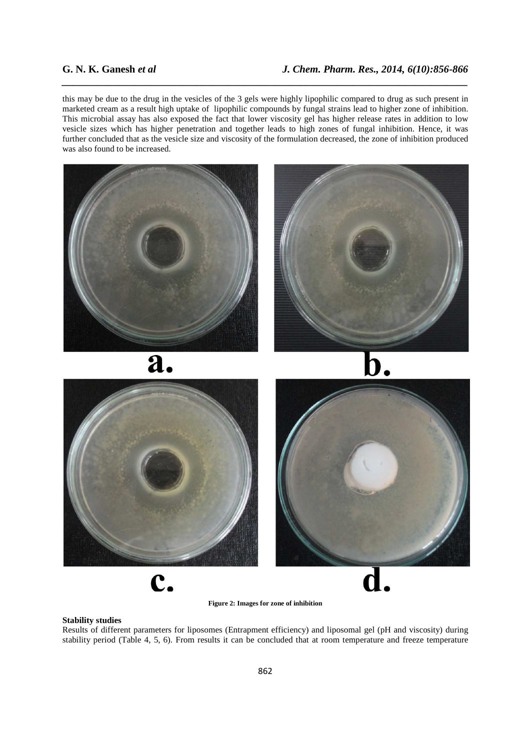this may be due to the drug in the vesicles of the 3 gels were highly lipophilic compared to drug as such present in marketed cream as a result high uptake of lipophilic compounds by fungal strains lead to higher zone of inhibition. This microbial assay has also exposed the fact that lower viscosity gel has higher release rates in addition to low vesicle sizes which has higher penetration and together leads to high zones of fungal inhibition. Hence, it was further concluded that as the vesicle size and viscosity of the formulation decreased, the zone of inhibition produced was also found to be increased.

a.

b.

c.

d.

**Figure 2: Images for zone of inhibition**

**Stability studies**

Results of different parameters for liposomes (Entrapment efficiency) and liposomal gel (pH and viscosity) during stability period (Table 4, 5, 6). From results it can be concluded that at room temperature and freeze temperature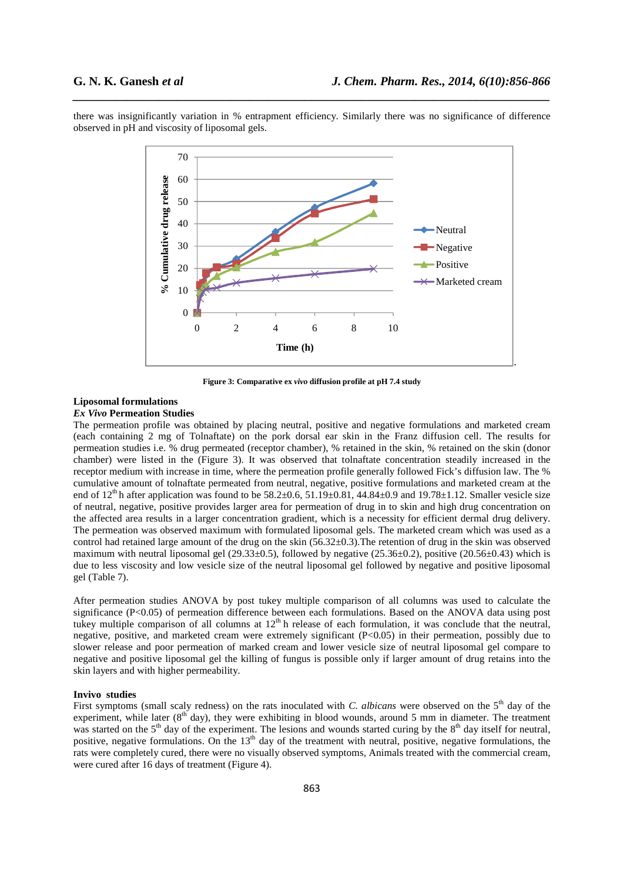there was insignificantly variation in % entrapment efficiency. Similarly there was no significance of difference observed in pH and viscosity of liposomal gels.

**Figure 3: Comparative ex *vivo* diffusion profile at pH 7.4 study**

### Liposomal formulations

#### *Ex Vivo* Permeation Studies

The permeation profile was obtained by placing neutral, positive and negative formulations and marketed cream (each containing 2 mg of Tolnaftate) on the pork dorsal ear skin in the Franz diffusion cell. The results for permeation studies i.e. % drug permeated (receptor chamber), % retained in the skin, % retained on the skin (donor chamber) were listed in the (Figure 3). It was observed that tolnaftate concentration steadily increased in the receptor medium with increase in time, where the permeation profile generally followed Fick's diffusion law. The % cumulative amount of tolnaftate permeated from neutral, negative, positive formulations and marketed cream at the end of 12$^{th}$ h after application was found to be 58.2±0.6, 51.19±0.81, 44.84±0.9 and 19.78±1.12. Smaller vesicle size of neutral, negative, positive provides larger area for permeation of drug in to skin and high drug concentration on the affected area results in a larger concentration gradient, which is a necessity for efficient dermal drug delivery. The permeation was observed maximum with formulated liposomal gels. The marketed cream which was used as a control had retained large amount of the drug on the skin (56.32±0.3).The retention of drug in the skin was observed maximum with neutral liposomal gel (29.33±0.5), followed by negative (25.36±0.2), positive (20.56±0.43) which is due to less viscosity and low vesicle size of the neutral liposomal gel followed by negative and positive liposomal gel (Table 7).

After permeation studies ANOVA by post tukey multiple comparison of all columns was used to calculate the significance ($P<0.05$) of permeation difference between each formulations. Based on the ANOVA data using post tukey multiple comparison of all columns at 12$^{th}$ h release of each formulation, it was conclude that the neutral, negative, positive, and marketed cream were extremely significant ($P<0.05$) in their permeation, possibly due to slower release and poor permeation of marked cream and lower vesicle size of neutral liposomal gel compare to negative and positive liposomal gel the killing of fungus is possible only if larger amount of drug retains into the skin layers and with higher permeability.

### Invivo studies

First symptoms (small scaly redness) on the rats inoculated with *C. albicans* were observed on the 5$^{th}$ day of the experiment, while later (8$^{th}$ day), they were exhibiting in blood wounds, around 5 mm in diameter. The treatment was started on the 5$^{th}$ day of the experiment. The lesions and wounds started curing by the 8$^{th}$ day itself for neutral, positive, negative formulations. On the 13$^{th}$ day of the treatment with neutral, positive, negative formulations, the rats were completely cured, there were no visually observed symptoms, Animals treated with the commercial cream, were cured after 16 days of treatment (Figure 4).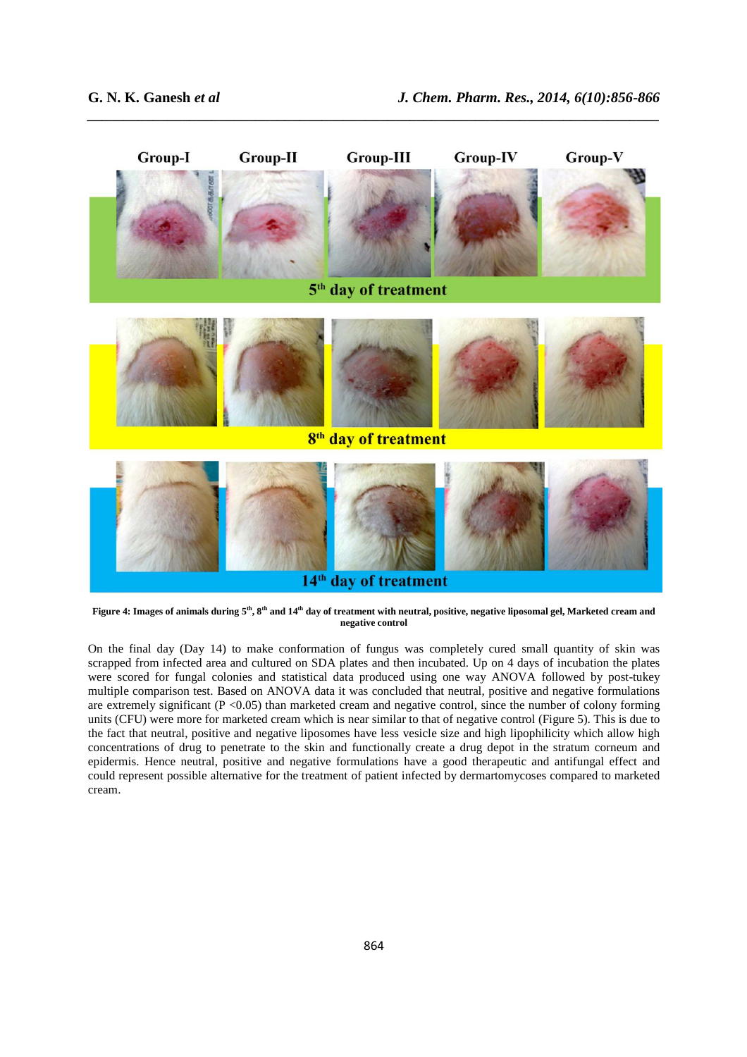Figure 4: Images of animals during 5th, 8th and 14th day of treatment with neutral, positive, negative liposomal gel, Marketed cream and negative control

On the final day (Day 14) to make conformation of fungus was completely cured small quantity of skin was scrapped from infected area and cultured on SDA plates and then incubated. Up on 4 days of incubation the plates were scored for fungal colonies and statistical data produced using one way ANOVA followed by post-tukey multiple comparison test. Based on ANOVA data it was concluded that neutral, positive and negative formulations are extremely significant ($P < 0.05$) than marketed cream and negative control, since the number of colony forming units (CFU) were more for marketed cream which is near similar to that of negative control (Figure 5). This is due to the fact that neutral, positive and negative liposomes have less vesicle size and high lipophilicity which allow high concentrations of drug to penetrate to the skin and functionally create a drug depot in the stratum corneum and epidermis. Hence neutral, positive and negative formulations have a good therapeutic and antifungal effect and could represent possible alternative for the treatment of patient infected by dermartomycoses compared to marketed cream.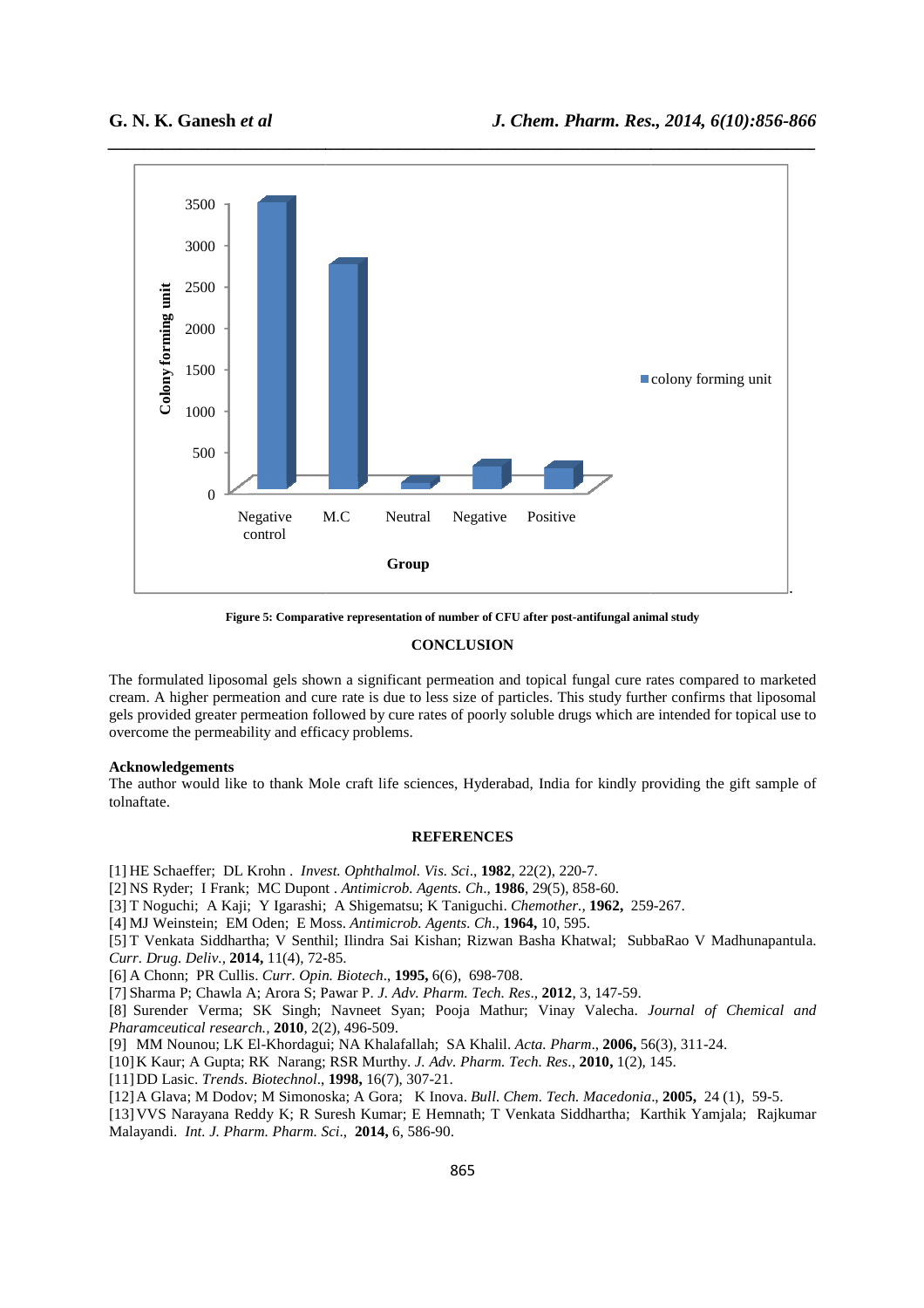Figure 5: Comparative representation of number of CFU after post-antifungal animal study

## CONCLUSION

The formulated liposomal gels shown a significant permeation and topical fungal cure rates compared to marketed cream. A higher permeation and cure rate is due to less size of particles. This study further confirms that liposomal gels provided greater permeation followed by cure rates of poorly soluble drugs which are intended for topical use to overcome the permeability and efficacy problems.

### Acknowledgements

The author would like to thank Mole craft life sciences, Hyderabad, India for kindly providing the gift sample of tolnaftate.

## REFERENCES

[1] HE Schaeffer; DL Krohn . *Invest. Ophthalmol. Vis. Sci*., **1982**, 22(2), 220-7.

[2] NS Ryder; I Frank; MC Dupont . *Antimicrob. Agents. Ch*., **1986**, 29(5), 858-60.

[3] T Noguchi; A Kaji; Y Igarashi; A Shigematsu; K Taniguchi. *Chemother.,* **1962,** 259-267.

[4] MJ Weinstein; EM Oden; E Moss. *Antimicrob. Agents. Ch*., **1964,** 10, 595.

[5] T Venkata Siddhartha; V Senthil; Ilindra Sai Kishan; Rizwan Basha Khatwal; SubbaRao V Madhunapantula. *Curr. Drug. Deliv.,* **2014,** 11(4), 72-85.

[6] A Chonn; PR Cullis. *Curr. Opin. Biotech*., **1995,** 6(6), 698-708.

[7] Sharma P; Chawla A; Arora S; Pawar P. *J. Adv. Pharm. Tech. Res*., **2012**, 3, 147-59.

[8] Surender Verma; SK Singh; Navneet Syan; Pooja Mathur; Vinay Valecha. *Journal of Chemical and Pharamceutical research.,* **2010**, 2(2), 496-509.

[9] MM Nounou; LK El-Khordagui; NA Khalafallah; SA Khalil. *Acta. Pharm*., **2006,** 56(3), 311-24.

[10] K Kaur; A Gupta; RK Narang; RSR Murthy. *J. Adv. Pharm. Tech. Res*., **2010,** 1(2), 145.

[11] DD Lasic. *Trends. Biotechnol*., **1998,** 16(7), 307-21.

[12] A Glava; M Dodov; M Simonoska; A Gora; K Inova. *Bull. Chem. Tech. Macedonia*., **2005,** 24 (1), 59-5.

[13] VVS Narayana Reddy K; R Suresh Kumar; E Hemnath; T Venkata Siddhartha; Karthik Yamjala; Rajkumar Malayandi. *Int. J. Pharm. Pharm. Sci*., **2014,** 6, 586-90.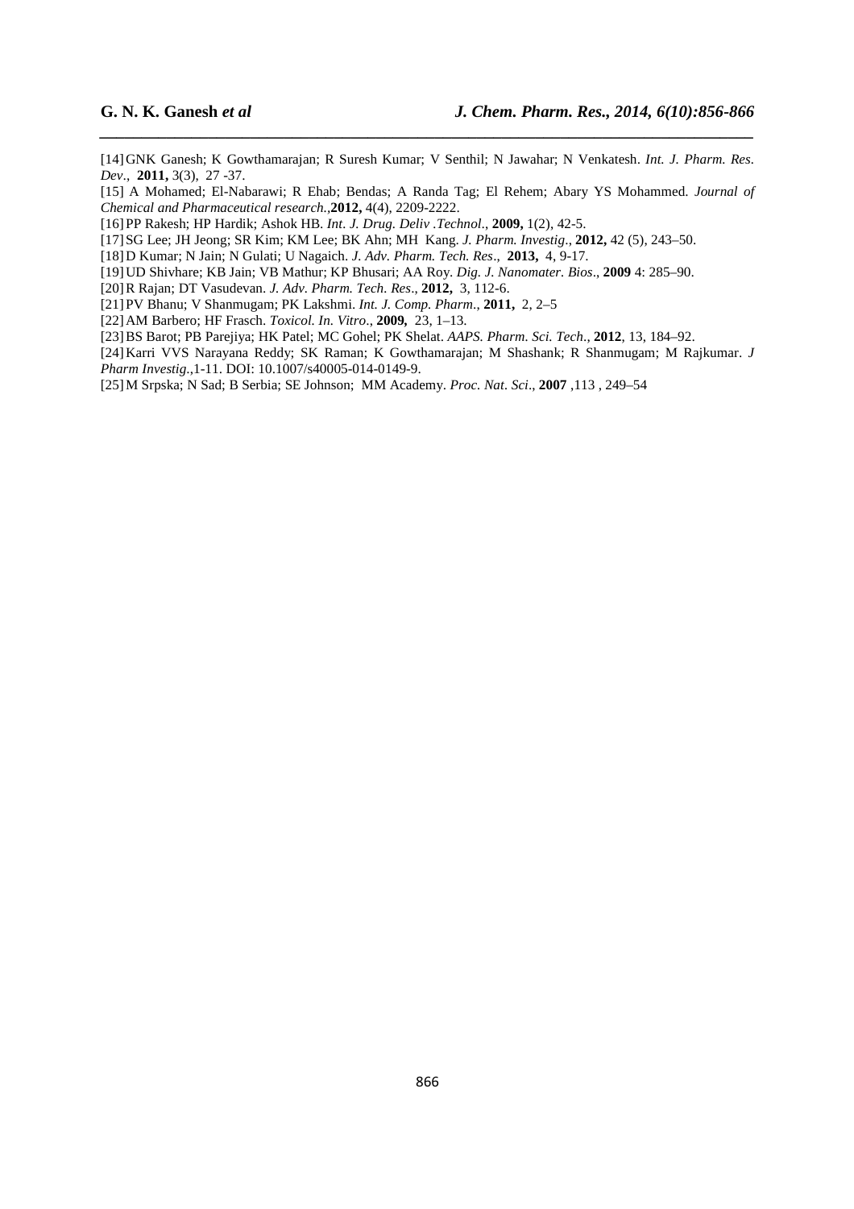[14] GNK Ganesh; K Gowthamarajan; R Suresh Kumar; V Senthil; N Jawahar; N Venkatesh. *Int. J. Pharm. Res. Dev*., **2011,** 3(3), 27 -37.

[15] A Mohamed; El-Nabarawi; R Ehab; Bendas; A Randa Tag; El Rehem; Abary YS Mohammed. *Journal of Chemical and Pharmaceutical research.*,**2012,** 4(4), 2209-2222.

[16] PP Rakesh; HP Hardik; Ashok HB. *Int. J. Drug. Deliv .Technol*., **2009,** 1(2), 42-5.

[17] SG Lee; JH Jeong; SR Kim; KM Lee; BK Ahn; MH Kang. *J. Pharm. Investig*., **2012,** 42 (5), 243–50.

[18] D Kumar; N Jain; N Gulati; U Nagaich. *J. Adv. Pharm. Tech. Res*., **2013,** 4, 9-17.

[19] UD Shivhare; KB Jain; VB Mathur; KP Bhusari; AA Roy. *Dig. J. Nanomater. Bios*., **2009** 4: 285–90.

[20] R Rajan; DT Vasudevan. *J. Adv. Pharm. Tech. Res*., **2012,** 3, 112-6.

[21] PV Bhanu; V Shanmugam; PK Lakshmi. *Int. J. Comp. Pharm*., **2011,** 2, 2–5

[22] AM Barbero; HF Frasch. *Toxicol. In. Vitro*., **2009,** 23, 1–13.

[23] BS Barot; PB Parejiya; HK Patel; MC Gohel; PK Shelat. *AAPS. Pharm. Sci. Tech*., **2012**, 13, 184–92.

[24] Karri VVS Narayana Reddy; SK Raman; K Gowthamarajan; M Shashank; R Shanmugam; M Rajkumar. *J Pharm Investig.*,1-11. DOI: 10.1007/s40005-014-0149-9.

[25] M Srpska; N Sad; B Serbia; SE Johnson; MM Academy. *Proc. Nat. Sci*., **2007** ,113 , 249–54